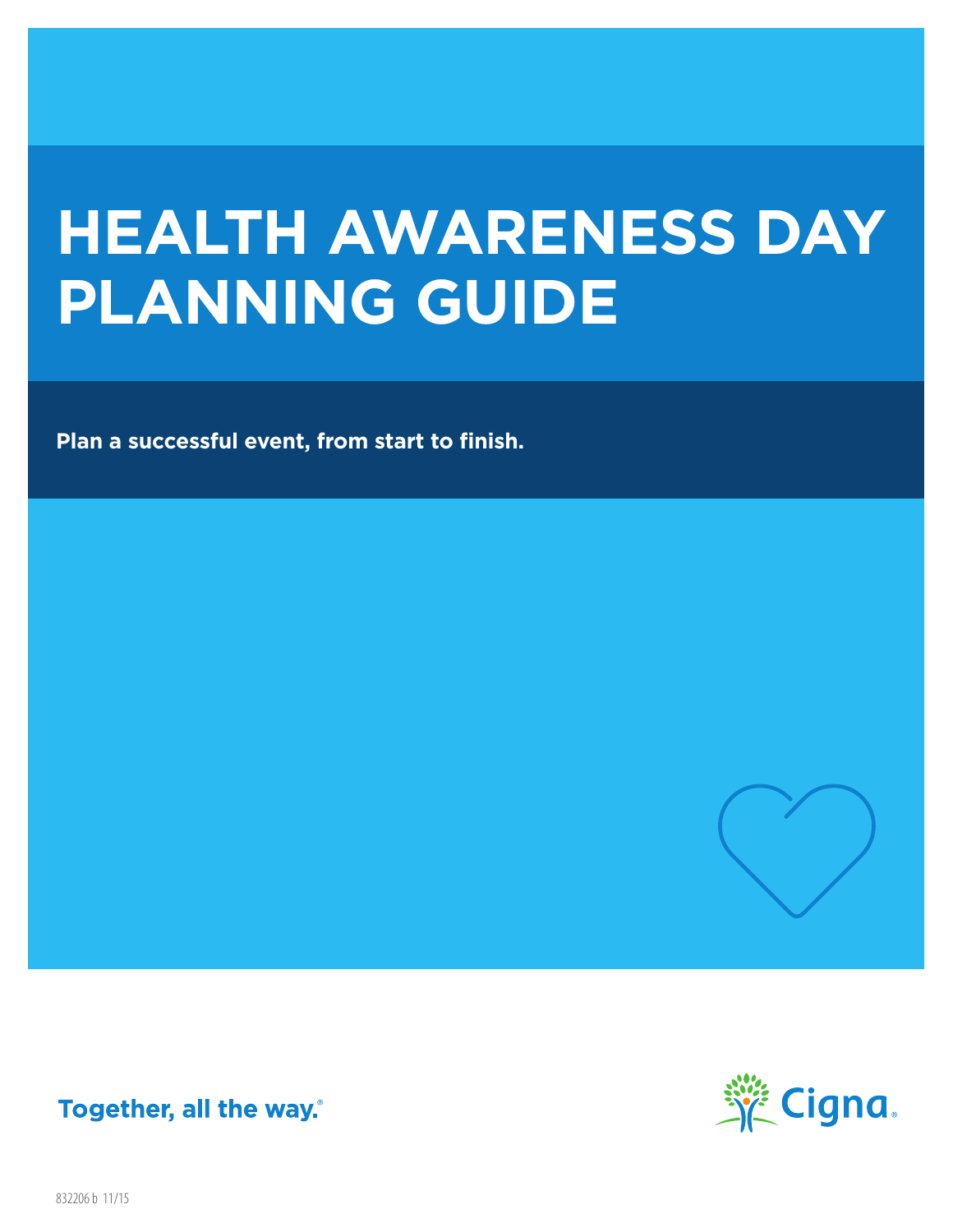# HEALTH AWARENESS DAY PLANNING GUIDE

**Plan a successful event, from start to finish.**

**Together, all the way.®**

Cigna.

832206 b 11/15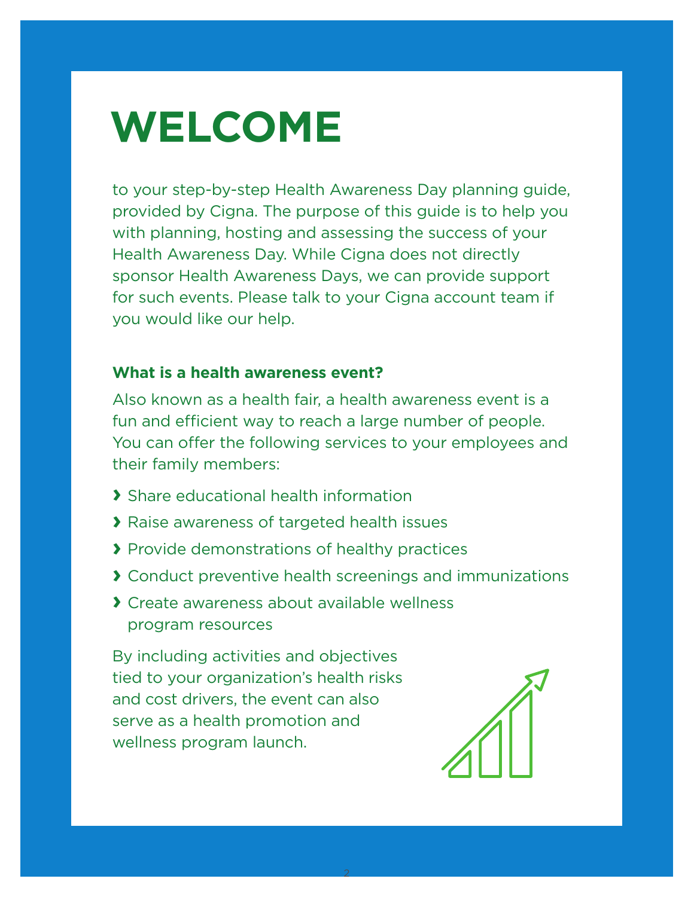# WELCOME

to your step-by-step Health Awareness Day planning guide, provided by Cigna. The purpose of this guide is to help you with planning, hosting and assessing the success of your Health Awareness Day. While Cigna does not directly sponsor Health Awareness Days, we can provide support for such events. Please talk to your Cigna account team if you would like our help.

### What is a health awareness event?

Also known as a health fair, a health awareness event is a fun and efficient way to reach a large number of people. You can offer the following services to your employees and their family members:

- Share educational health information
- Raise awareness of targeted health issues
- Provide demonstrations of healthy practices
- Conduct preventive health screenings and immunizations
- Create awareness about available wellness program resources

By including activities and objectives tied to your organization's health risks and cost drivers, the event can also serve as a health promotion and wellness program launch.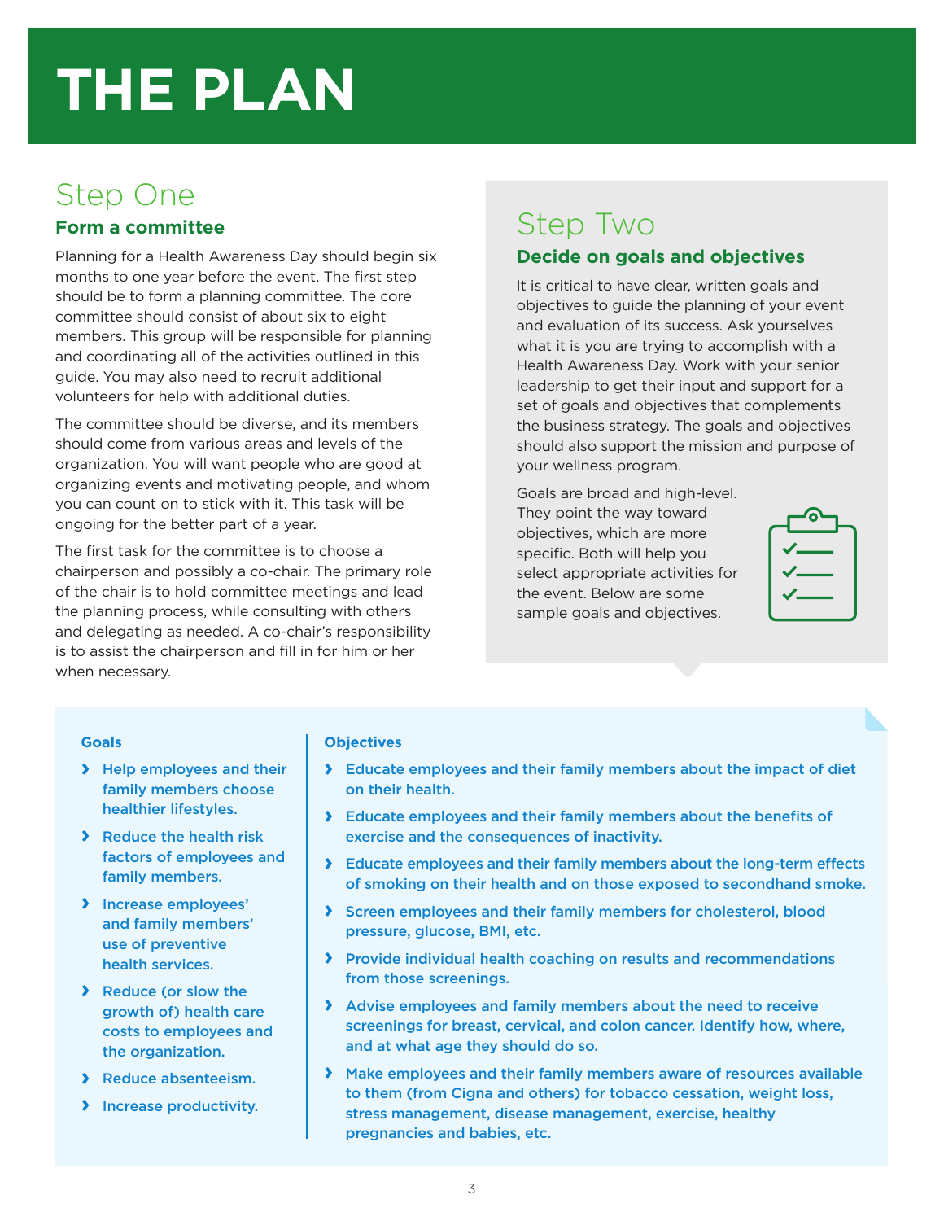# THE PLAN

## Step One

### Form a committee

Planning for a Health Awareness Day should begin six months to one year before the event. The first step should be to form a planning committee. The core committee should consist of about six to eight members. This group will be responsible for planning and coordinating all of the activities outlined in this guide. You may also need to recruit additional volunteers for help with additional duties.

The committee should be diverse, and its members should come from various areas and levels of the organization. You will want people who are good at organizing events and motivating people, and whom you can count on to stick with it. This task will be ongoing for the better part of a year.

The first task for the committee is to choose a chairperson and possibly a co-chair. The primary role of the chair is to hold committee meetings and lead the planning process, while consulting with others and delegating as needed. A co-chair's responsibility is to assist the chairperson and fill in for him or her when necessary.

## Step Two

### Decide on goals and objectives

It is critical to have clear, written goals and objectives to guide the planning of your event and evaluation of its success. Ask yourselves what it is you are trying to accomplish with a Health Awareness Day. Work with your senior leadership to get their input and support for a set of goals and objectives that complements the business strategy. The goals and objectives should also support the mission and purpose of your wellness program.

Goals are broad and high-level. They point the way toward objectives, which are more specific. Both will help you select appropriate activities for the event. Below are some sample goals and objectives.

**Goals**

- Help employees and their family members choose healthier lifestyles.
- Reduce the health risk factors of employees and family members.
- Increase employees' and family members' use of preventive health services.
- Reduce (or slow the growth of) health care costs to employees and the organization.
- Reduce absenteeism.
- Increase productivity.

**Objectives**

- Educate employees and their family members about the impact of diet on their health.
- Educate employees and their family members about the benefits of exercise and the consequences of inactivity.
- Educate employees and their family members about the long-term effects of smoking on their health and on those exposed to secondhand smoke.
- Screen employees and their family members for cholesterol, blood pressure, glucose, BMI, etc.
- Provide individual health coaching on results and recommendations from those screenings.
- Advise employees and family members about the need to receive screenings for breast, cervical, and colon cancer. Identify how, where, and at what age they should do so.
- Make employees and their family members aware of resources available to them (from Cigna and others) for tobacco cessation, weight loss, stress management, disease management, exercise, healthy pregnancies and babies, etc.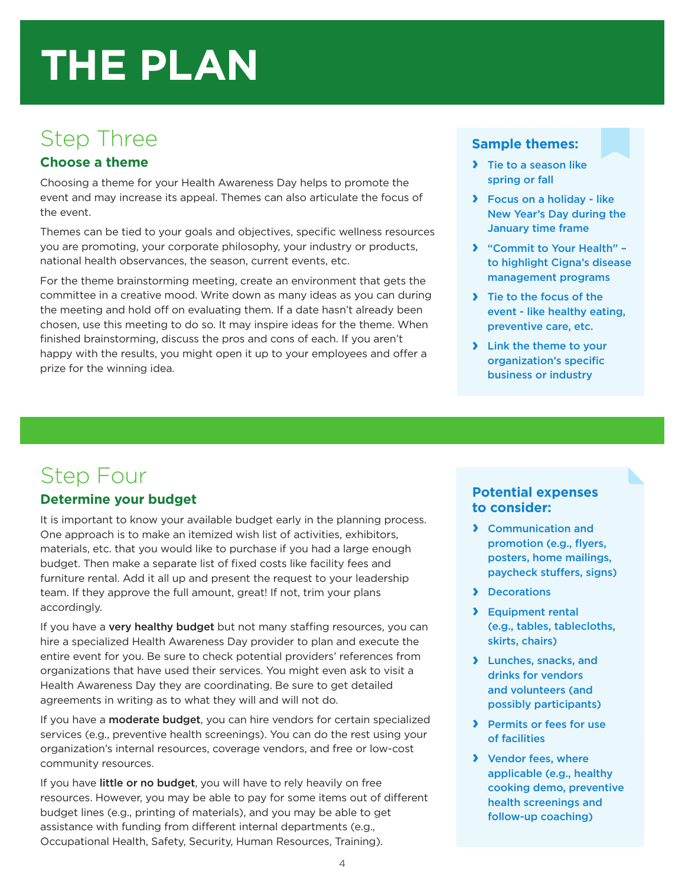# THE PLAN

## Step Three

### Choose a theme

Choosing a theme for your Health Awareness Day helps to promote the event and may increase its appeal. Themes can also articulate the focus of the event.

Themes can be tied to your goals and objectives, specific wellness resources you are promoting, your corporate philosophy, your industry or products, national health observances, the season, current events, etc.

For the theme brainstorming meeting, create an environment that gets the committee in a creative mood. Write down as many ideas as you can during the meeting and hold off on evaluating them. If a date hasn't already been chosen, use this meeting to do so. It may inspire ideas for the theme. When finished brainstorming, discuss the pros and cons of each. If you aren't happy with the results, you might open it up to your employees and offer a prize for the winning idea.

**Sample themes:**

- Tie to a season like spring or fall
- Focus on a holiday - like New Year's Day during the January time frame
- "Commit to Your Health" – to highlight Cigna's disease management programs
- Tie to the focus of the event - like healthy eating, preventive care, etc.
- Link the theme to your organization's specific business or industry

## Step Four

### Determine your budget

It is important to know your available budget early in the planning process. One approach is to make an itemized wish list of activities, exhibitors, materials, etc. that you would like to purchase if you had a large enough budget. Then make a separate list of fixed costs like facility fees and furniture rental. Add it all up and present the request to your leadership team. If they approve the full amount, great! If not, trim your plans accordingly.

If you have a **very healthy budget** but not many staffing resources, you can hire a specialized Health Awareness Day provider to plan and execute the entire event for you. Be sure to check potential providers' references from organizations that have used their services. You might even ask to visit a Health Awareness Day they are coordinating. Be sure to get detailed agreements in writing as to what they will and will not do.

If you have a **moderate budget**, you can hire vendors for certain specialized services (e.g., preventive health screenings). You can do the rest using your organization's internal resources, coverage vendors, and free or low-cost community resources.

If you have **little or no budget**, you will have to rely heavily on free resources. However, you may be able to pay for some items out of different budget lines (e.g., printing of materials), and you may be able to get assistance with funding from different internal departments (e.g., Occupational Health, Safety, Security, Human Resources, Training).

**Potential expenses to consider:**

- Communication and promotion (e.g., flyers, posters, home mailings, paycheck stuffers, signs)
- Decorations
- Equipment rental (e.g., tables, tablecloths, skirts, chairs)
- Lunches, snacks, and drinks for vendors and volunteers (and possibly participants)
- Permits or fees for use of facilities
- Vendor fees, where applicable (e.g., healthy cooking demo, preventive health screenings and follow-up coaching)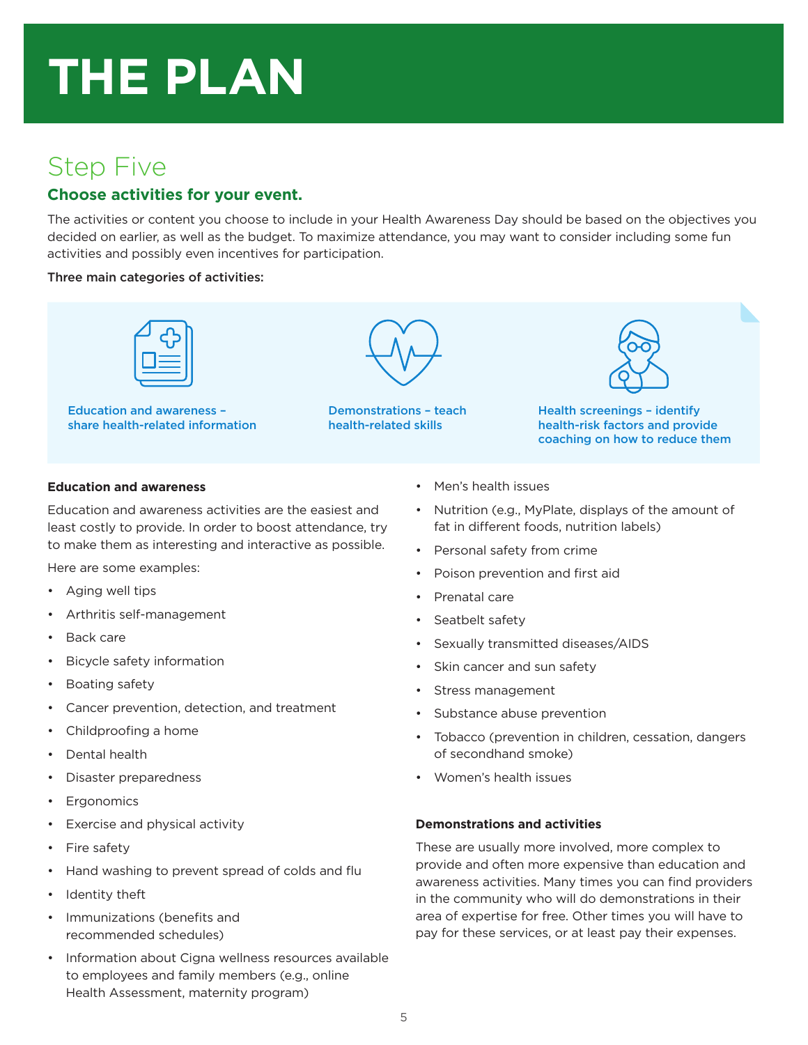# THE PLAN

## Step Five

### Choose activities for your event.

The activities or content you choose to include in your Health Awareness Day should be based on the objectives you decided on earlier, as well as the budget. To maximize attendance, you may want to consider including some fun activities and possibly even incentives for participation.

**Three main categories of activities:**

**Education and awareness – share health-related information**

**Demonstrations – teach health-related skills**

**Health screenings – identify health-risk factors and provide coaching on how to reduce them**

#### Education and awareness

Education and awareness activities are the easiest and least costly to provide. In order to boost attendance, try to make them as interesting and interactive as possible.

Here are some examples:

- Aging well tips
- Arthritis self-management
- Back care
- Bicycle safety information
- Boating safety
- Cancer prevention, detection, and treatment
- Childproofing a home
- Dental health
- Disaster preparedness
- Ergonomics
- Exercise and physical activity
- Fire safety
- Hand washing to prevent spread of colds and flu
- Identity theft
- Immunizations (benefits and recommended schedules)
- Information about Cigna wellness resources available to employees and family members (e.g., online Health Assessment, maternity program)
- Men's health issues
- Nutrition (e.g., MyPlate, displays of the amount of fat in different foods, nutrition labels)
- Personal safety from crime
- Poison prevention and first aid
- Prenatal care
- Seatbelt safety
- Sexually transmitted diseases/AIDS
- Skin cancer and sun safety
- Stress management
- Substance abuse prevention
- Tobacco (prevention in children, cessation, dangers of secondhand smoke)
- Women's health issues

#### Demonstrations and activities

These are usually more involved, more complex to provide and often more expensive than education and awareness activities. Many times you can find providers in the community who will do demonstrations in their area of expertise for free. Other times you will have to pay for these services, or at least pay their expenses.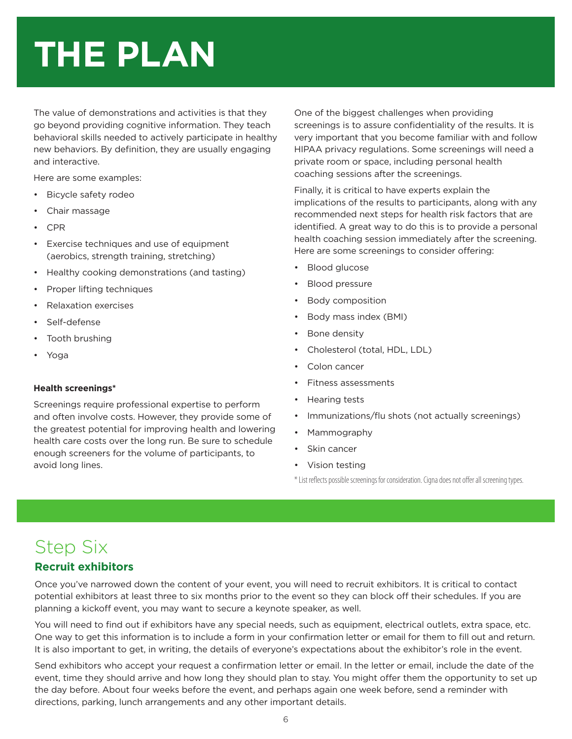# THE PLAN

The value of demonstrations and activities is that they go beyond providing cognitive information. They teach behavioral skills needed to actively participate in healthy new behaviors. By definition, they are usually engaging and interactive.

Here are some examples:

- Bicycle safety rodeo
- Chair massage
- CPR
- Exercise techniques and use of equipment (aerobics, strength training, stretching)
- Healthy cooking demonstrations (and tasting)
- Proper lifting techniques
- Relaxation exercises
- Self-defense
- Tooth brushing
- Yoga

**Health screenings***

Screenings require professional expertise to perform and often involve costs. However, they provide some of the greatest potential for improving health and lowering health care costs over the long run. Be sure to schedule enough screeners for the volume of participants, to avoid long lines.

One of the biggest challenges when providing screenings is to assure confidentiality of the results. It is very important that you become familiar with and follow HIPAA privacy regulations. Some screenings will need a private room or space, including personal health coaching sessions after the screenings.

Finally, it is critical to have experts explain the implications of the results to participants, along with any recommended next steps for health risk factors that are identified. A great way to do this is to provide a personal health coaching session immediately after the screening. Here are some screenings to consider offering:

- Blood glucose
- Blood pressure
- Body composition
- Body mass index (BMI)
- Bone density
- Cholesterol (total, HDL, LDL)
- Colon cancer
- Fitness assessments
- Hearing tests
- Immunizations/flu shots (not actually screenings)
- Mammography
- Skin cancer
- Vision testing

* List reflects possible screenings for consideration. Cigna does not offer all screening types.

## Step Six

### Recruit exhibitors

Once you've narrowed down the content of your event, you will need to recruit exhibitors. It is critical to contact potential exhibitors at least three to six months prior to the event so they can block off their schedules. If you are planning a kickoff event, you may want to secure a keynote speaker, as well.

You will need to find out if exhibitors have any special needs, such as equipment, electrical outlets, extra space, etc. One way to get this information is to include a form in your confirmation letter or email for them to fill out and return. It is also important to get, in writing, the details of everyone's expectations about the exhibitor's role in the event.

Send exhibitors who accept your request a confirmation letter or email. In the letter or email, include the date of the event, time they should arrive and how long they should plan to stay. You might offer them the opportunity to set up the day before. About four weeks before the event, and perhaps again one week before, send a reminder with directions, parking, lunch arrangements and any other important details.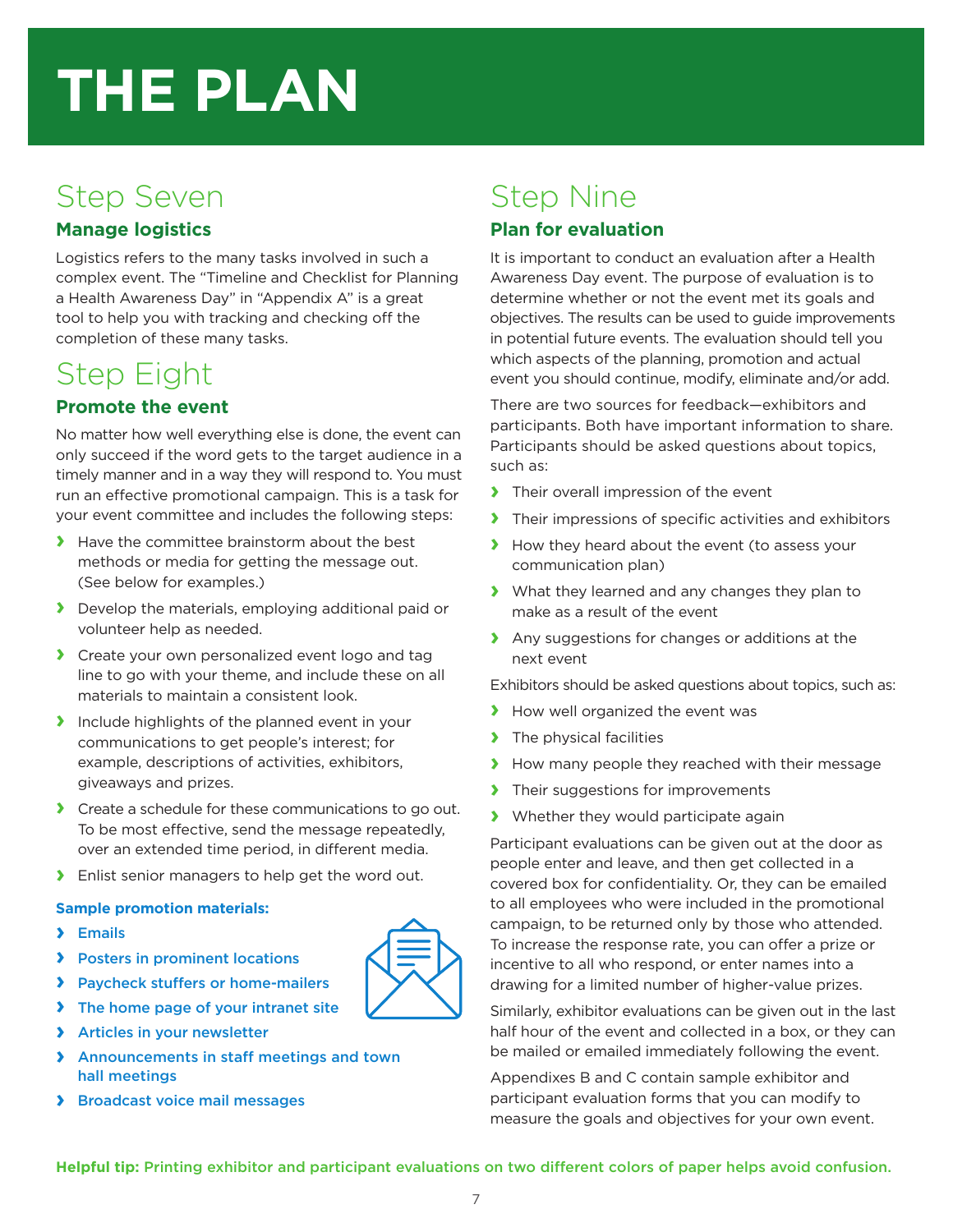# THE PLAN

## Step Seven

### Manage logistics

Logistics refers to the many tasks involved in such a complex event. The "Timeline and Checklist for Planning a Health Awareness Day" in "Appendix A" is a great tool to help you with tracking and checking off the completion of these many tasks.

## Step Eight

### Promote the event

No matter how well everything else is done, the event can only succeed if the word gets to the target audience in a timely manner and in a way they will respond to. You must run an effective promotional campaign. This is a task for your event committee and includes the following steps:

- Have the committee brainstorm about the best methods or media for getting the message out. (See below for examples.)
- Develop the materials, employing additional paid or volunteer help as needed.
- Create your own personalized event logo and tag line to go with your theme, and include these on all materials to maintain a consistent look.
- Include highlights of the planned event in your communications to get people's interest; for example, descriptions of activities, exhibitors, giveaways and prizes.
- Create a schedule for these communications to go out. To be most effective, send the message repeatedly, over an extended time period, in different media.
- Enlist senior managers to help get the word out.

**Sample promotion materials:**

- Emails
- Posters in prominent locations
- Paycheck stuffers or home-mailers
- The home page of your intranet site
- Articles in your newsletter
- Announcements in staff meetings and town hall meetings
- Broadcast voice mail messages

## Step Nine

### Plan for evaluation

It is important to conduct an evaluation after a Health Awareness Day event. The purpose of evaluation is to determine whether or not the event met its goals and objectives. The results can be used to guide improvements in potential future events. The evaluation should tell you which aspects of the planning, promotion and actual event you should continue, modify, eliminate and/or add.

There are two sources for feedback—exhibitors and participants. Both have important information to share. Participants should be asked questions about topics, such as:

- Their overall impression of the event
- Their impressions of specific activities and exhibitors
- How they heard about the event (to assess your communication plan)
- What they learned and any changes they plan to make as a result of the event
- Any suggestions for changes or additions at the next event

Exhibitors should be asked questions about topics, such as:

- How well organized the event was
- The physical facilities
- How many people they reached with their message
- Their suggestions for improvements
- Whether they would participate again

Participant evaluations can be given out at the door as people enter and leave, and then get collected in a covered box for confidentiality. Or, they can be emailed to all employees who were included in the promotional campaign, to be returned only by those who attended. To increase the response rate, you can offer a prize or incentive to all who respond, or enter names into a drawing for a limited number of higher-value prizes.

Similarly, exhibitor evaluations can be given out in the last half hour of the event and collected in a box, or they can be mailed or emailed immediately following the event.

Appendixes B and C contain sample exhibitor and participant evaluation forms that you can modify to measure the goals and objectives for your own event.

**Helpful tip:** Printing exhibitor and participant evaluations on two different colors of paper helps avoid confusion.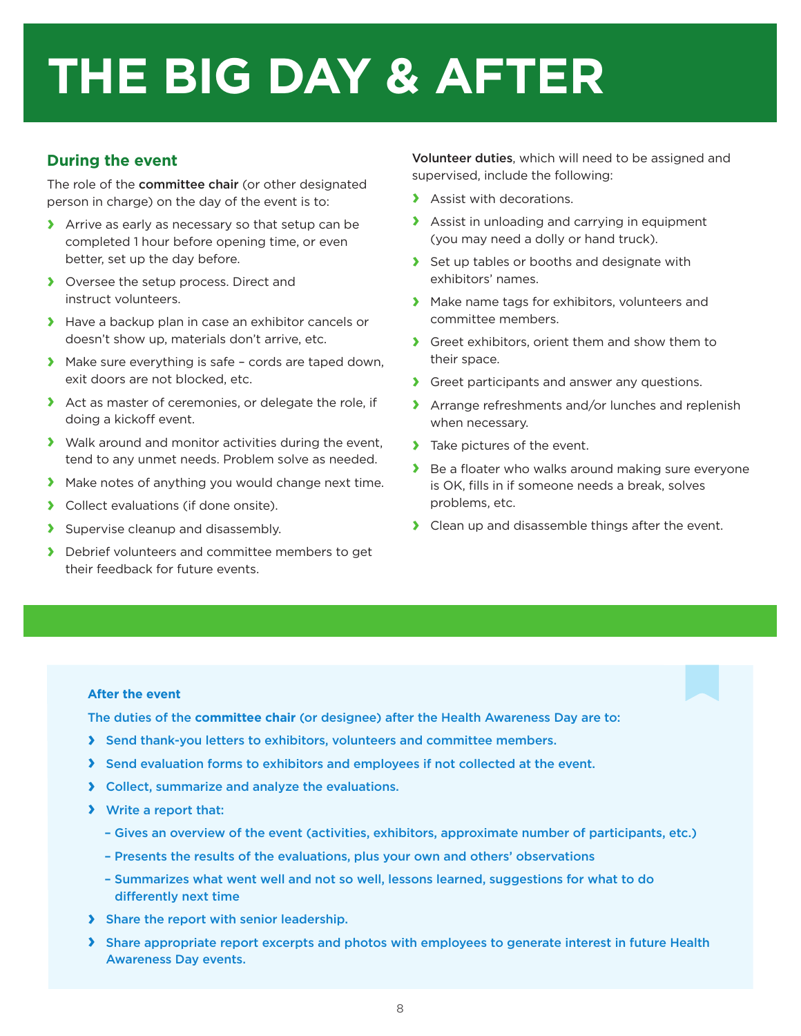# THE BIG DAY & AFTER

## During the event

The role of the **committee chair** (or other designated person in charge) on the day of the event is to:

- Arrive as early as necessary so that setup can be completed 1 hour before opening time, or even better, set up the day before.
- Oversee the setup process. Direct and instruct volunteers.
- Have a backup plan in case an exhibitor cancels or doesn't show up, materials don't arrive, etc.
- Make sure everything is safe – cords are taped down, exit doors are not blocked, etc.
- Act as master of ceremonies, or delegate the role, if doing a kickoff event.
- Walk around and monitor activities during the event, tend to any unmet needs. Problem solve as needed.
- Make notes of anything you would change next time.
- Collect evaluations (if done onsite).
- Supervise cleanup and disassembly.
- Debrief volunteers and committee members to get their feedback for future events.

**Volunteer duties**, which will need to be assigned and supervised, include the following:

- Assist with decorations.
- Assist in unloading and carrying in equipment (you may need a dolly or hand truck).
- Set up tables or booths and designate with exhibitors' names.
- Make name tags for exhibitors, volunteers and committee members.
- Greet exhibitors, orient them and show them to their space.
- Greet participants and answer any questions.
- Arrange refreshments and/or lunches and replenish when necessary.
- Take pictures of the event.
- Be a floater who walks around making sure everyone is OK, fills in if someone needs a break, solves problems, etc.
- Clean up and disassemble things after the event.

### After the event

The duties of the **committee chair** (or designee) after the Health Awareness Day are to:

- Send thank-you letters to exhibitors, volunteers and committee members.
- Send evaluation forms to exhibitors and employees if not collected at the event.
- Collect, summarize and analyze the evaluations.
- Write a report that:
  - Gives an overview of the event (activities, exhibitors, approximate number of participants, etc.)
  - Presents the results of the evaluations, plus your own and others' observations
  - Summarizes what went well and not so well, lessons learned, suggestions for what to do differently next time
- Share the report with senior leadership.
- Share appropriate report excerpts and photos with employees to generate interest in future Health Awareness Day events.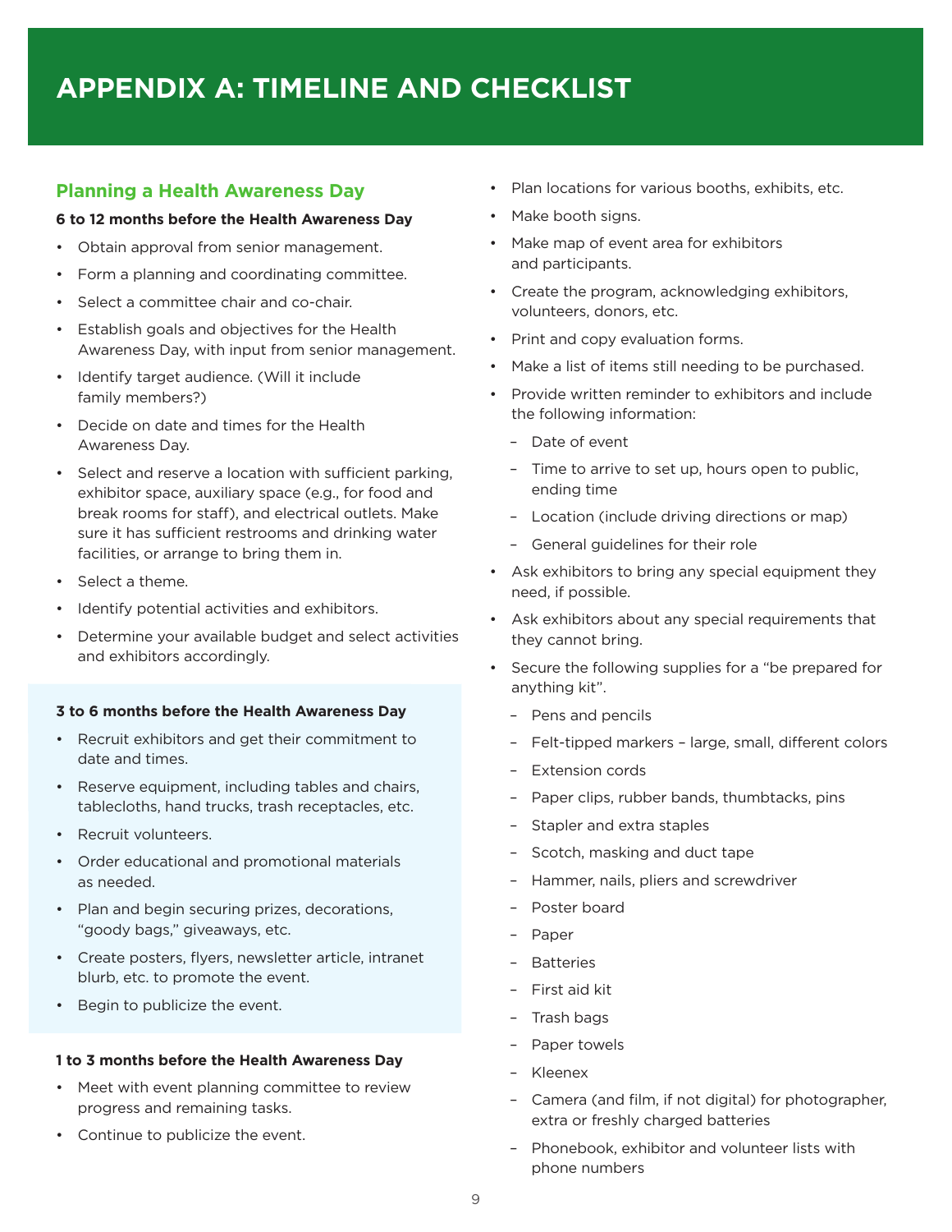# APPENDIX A: TIMELINE AND CHECKLIST

## Planning a Health Awareness Day

**6 to 12 months before the Health Awareness Day**

- Obtain approval from senior management.
- Form a planning and coordinating committee.
- Select a committee chair and co-chair.
- Establish goals and objectives for the Health Awareness Day, with input from senior management.
- Identify target audience. (Will it include family members?)
- Decide on date and times for the Health Awareness Day.
- Select and reserve a location with sufficient parking, exhibitor space, auxiliary space (e.g., for food and break rooms for staff), and electrical outlets. Make sure it has sufficient restrooms and drinking water facilities, or arrange to bring them in.
- Select a theme.
- Identify potential activities and exhibitors.
- Determine your available budget and select activities and exhibitors accordingly.

**3 to 6 months before the Health Awareness Day**

- Recruit exhibitors and get their commitment to date and times.
- Reserve equipment, including tables and chairs, tablecloths, hand trucks, trash receptacles, etc.
- Recruit volunteers.
- Order educational and promotional materials as needed.
- Plan and begin securing prizes, decorations, "goody bags," giveaways, etc.
- Create posters, flyers, newsletter article, intranet blurb, etc. to promote the event.
- Begin to publicize the event.

**1 to 3 months before the Health Awareness Day**

- Meet with event planning committee to review progress and remaining tasks.
- Continue to publicize the event.
- Plan locations for various booths, exhibits, etc.
- Make booth signs.
- Make map of event area for exhibitors and participants.
- Create the program, acknowledging exhibitors, volunteers, donors, etc.
- Print and copy evaluation forms.
- Make a list of items still needing to be purchased.
- Provide written reminder to exhibitors and include the following information:
  - Date of event
  - Time to arrive to set up, hours open to public, ending time
  - Location (include driving directions or map)
  - General guidelines for their role
- Ask exhibitors to bring any special equipment they need, if possible.
- Ask exhibitors about any special requirements that they cannot bring.
- Secure the following supplies for a "be prepared for anything kit".
  - Pens and pencils
  - Felt-tipped markers – large, small, different colors
  - Extension cords
  - Paper clips, rubber bands, thumbtacks, pins
  - Stapler and extra staples
  - Scotch, masking and duct tape
  - Hammer, nails, pliers and screwdriver
  - Poster board
  - Paper
  - Batteries
  - First aid kit
  - Trash bags
  - Paper towels
  - Kleenex
  - Camera (and film, if not digital) for photographer, extra or freshly charged batteries
  - Phonebook, exhibitor and volunteer lists with phone numbers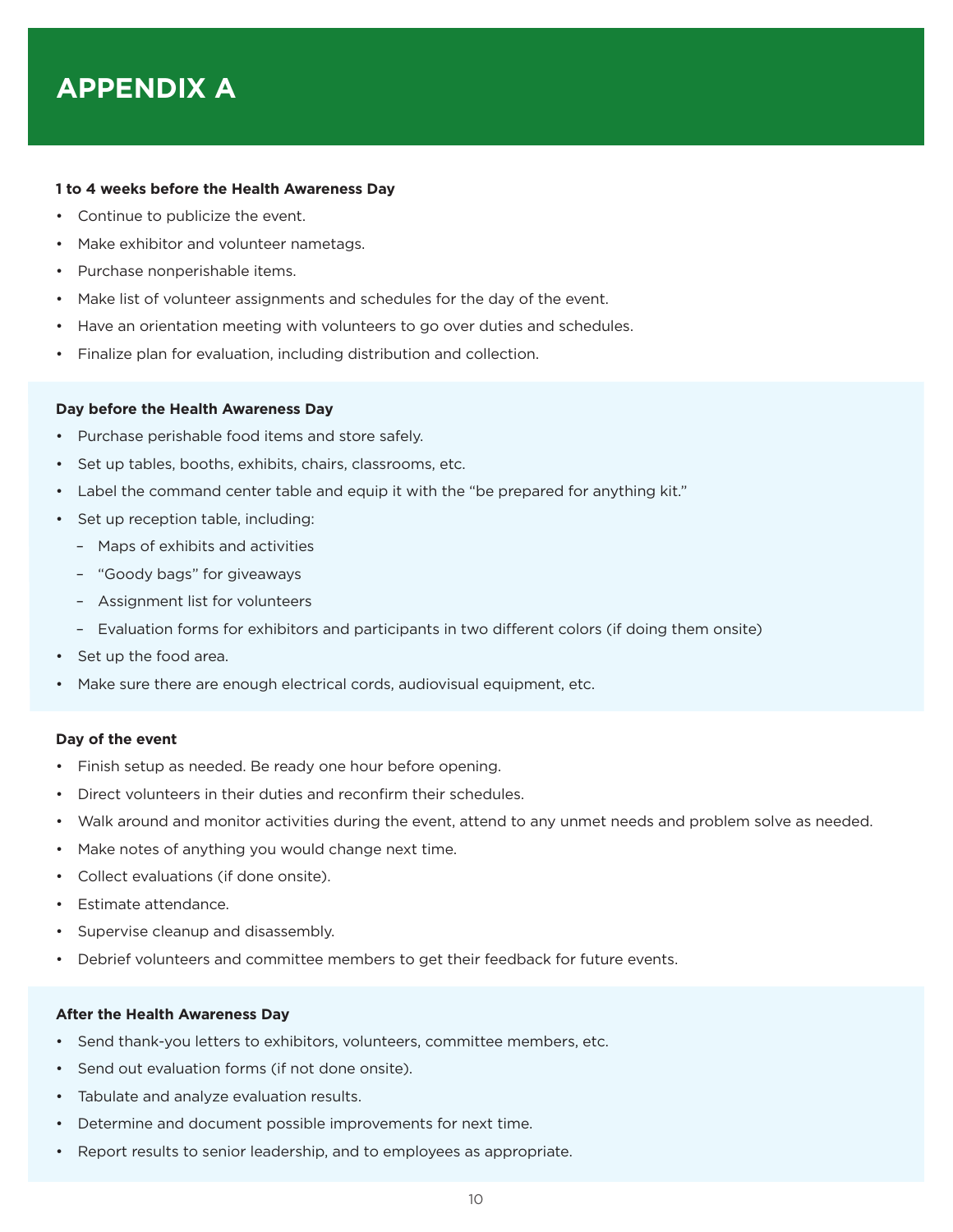# APPENDIX A

**1 to 4 weeks before the Health Awareness Day**

- Continue to publicize the event.
- Make exhibitor and volunteer nametags.
- Purchase nonperishable items.
- Make list of volunteer assignments and schedules for the day of the event.
- Have an orientation meeting with volunteers to go over duties and schedules.
- Finalize plan for evaluation, including distribution and collection.

**Day before the Health Awareness Day**

- Purchase perishable food items and store safely.
- Set up tables, booths, exhibits, chairs, classrooms, etc.
- Label the command center table and equip it with the "be prepared for anything kit."
- Set up reception table, including:
  - Maps of exhibits and activities
  - "Goody bags" for giveaways
  - Assignment list for volunteers
  - Evaluation forms for exhibitors and participants in two different colors (if doing them onsite)
- Set up the food area.
- Make sure there are enough electrical cords, audiovisual equipment, etc.

**Day of the event**

- Finish setup as needed. Be ready one hour before opening.
- Direct volunteers in their duties and reconfirm their schedules.
- Walk around and monitor activities during the event, attend to any unmet needs and problem solve as needed.
- Make notes of anything you would change next time.
- Collect evaluations (if done onsite).
- Estimate attendance.
- Supervise cleanup and disassembly.
- Debrief volunteers and committee members to get their feedback for future events.

**After the Health Awareness Day**

- Send thank-you letters to exhibitors, volunteers, committee members, etc.
- Send out evaluation forms (if not done onsite).
- Tabulate and analyze evaluation results.
- Determine and document possible improvements for next time.
- Report results to senior leadership, and to employees as appropriate.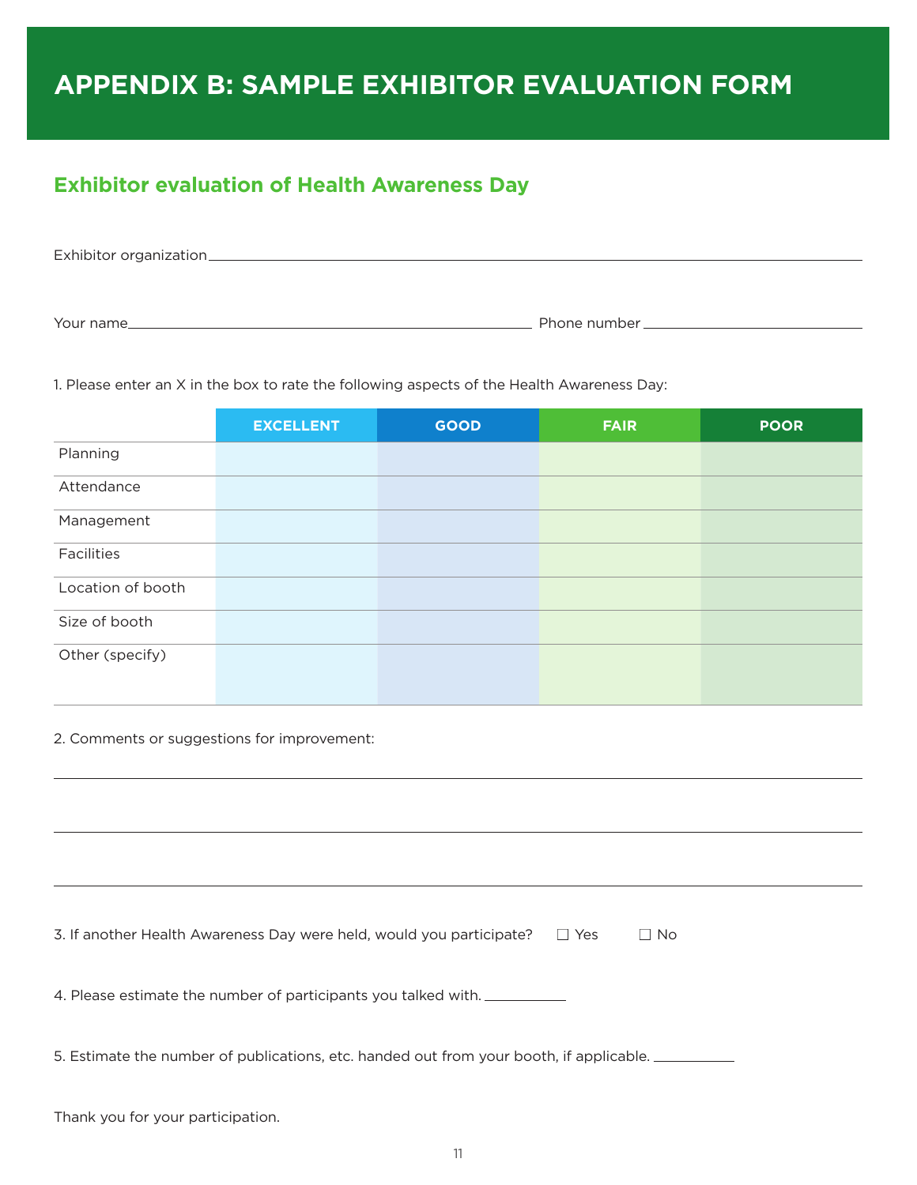# APPENDIX B: SAMPLE EXHIBITOR EVALUATION FORM

## Exhibitor evaluation of Health Awareness Day

Exhibitor organization ______________________________________________

Your name ______________________________ Phone number ____________________

1. Please enter an X in the box to rate the following aspects of the Health Awareness Day:

| | EXCELLENT | GOOD | FAIR | POOR |
|---|---|---|---|---|
| Planning | | | | |
| Attendance | | | | |
| Management | | | | |
| Facilities | | | | |
| Location of booth | | | | |
| Size of booth | | | | |
| Other (specify) | | | | |

2. Comments or suggestions for improvement:

______________________________________________

______________________________________________

______________________________________________

3. If another Health Awareness Day were held, would you participate? ☐ Yes ☐ No

4. Please estimate the number of participants you talked with. __________

5. Estimate the number of publications, etc. handed out from your booth, if applicable. __________

Thank you for your participation.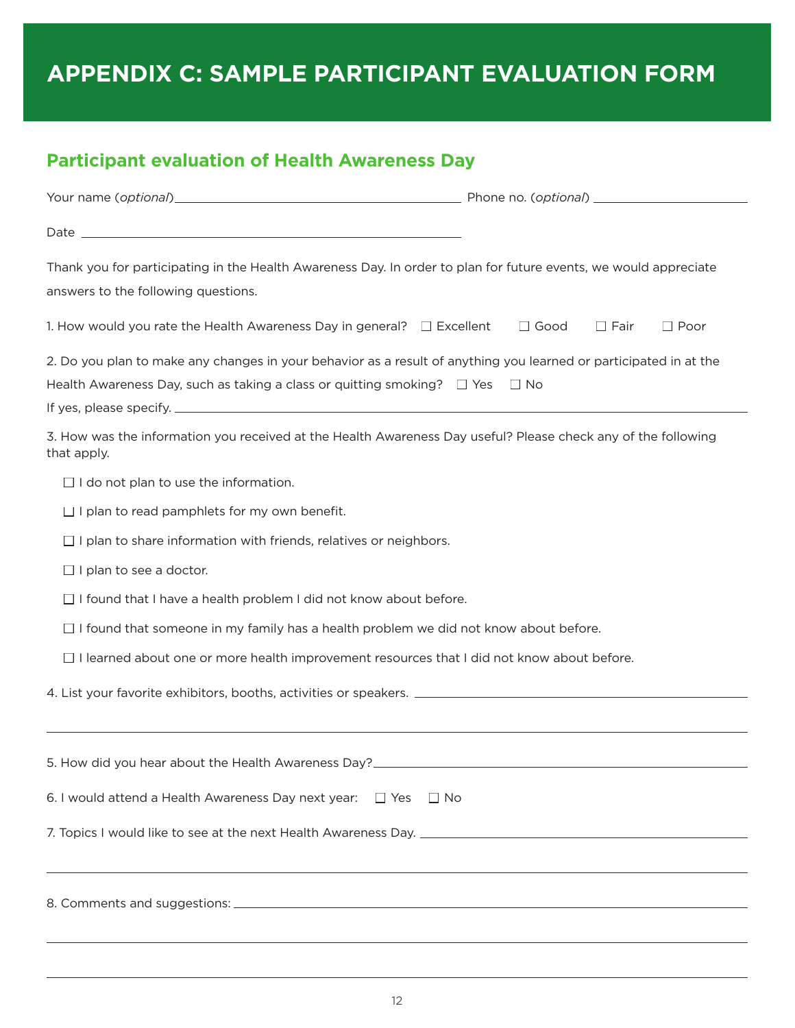# APPENDIX C: SAMPLE PARTICIPANT EVALUATION FORM

## Participant evaluation of Health Awareness Day

Your name (*optional*) ________________________ Phone no. (*optional*) ________________

Date ________________________

Thank you for participating in the Health Awareness Day. In order to plan for future events, we would appreciate answers to the following questions.

1. How would you rate the Health Awareness Day in general? ☐ Excellent ☐ Good ☐ Fair ☐ Poor

2. Do you plan to make any changes in your behavior as a result of anything you learned or participated in at the Health Awareness Day, such as taking a class or quitting smoking? ☐ Yes ☐ No
If yes, please specify. ________________________

3. How was the information you received at the Health Awareness Day useful? Please check any of the following that apply.

   - ☐ I do not plan to use the information.
   - ☐ I plan to read pamphlets for my own benefit.
   - ☐ I plan to share information with friends, relatives or neighbors.
   - ☐ I plan to see a doctor.
   - ☐ I found that I have a health problem I did not know about before.
   - ☐ I found that someone in my family has a health problem we did not know about before.
   - ☐ I learned about one or more health improvement resources that I did not know about before.

4. List your favorite exhibitors, booths, activities or speakers. ________________________

5. How did you hear about the Health Awareness Day? ________________________

6. I would attend a Health Awareness Day next year: ☐ Yes ☐ No

7. Topics I would like to see at the next Health Awareness Day. ________________________

8. Comments and suggestions: ________________________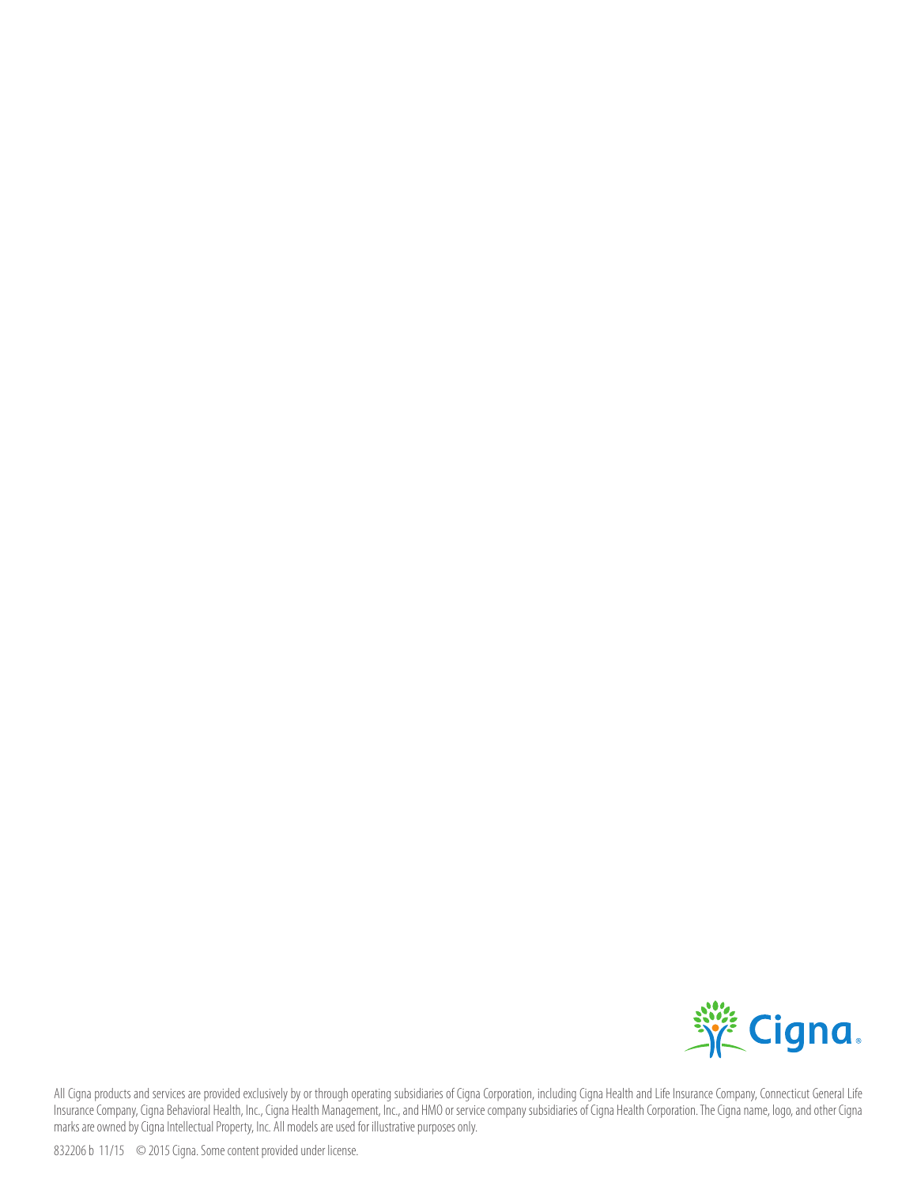Cigna

All Cigna products and services are provided exclusively by or through operating subsidiaries of Cigna Corporation, including Cigna Health and Life Insurance Company, Connecticut General Life Insurance Company, Cigna Behavioral Health, Inc., Cigna Health Management, Inc., and HMO or service company subsidiaries of Cigna Health Corporation. The Cigna name, logo, and other Cigna marks are owned by Cigna Intellectual Property, Inc. All models are used for illustrative purposes only.

832206 b 11/15 © 2015 Cigna. Some content provided under license.